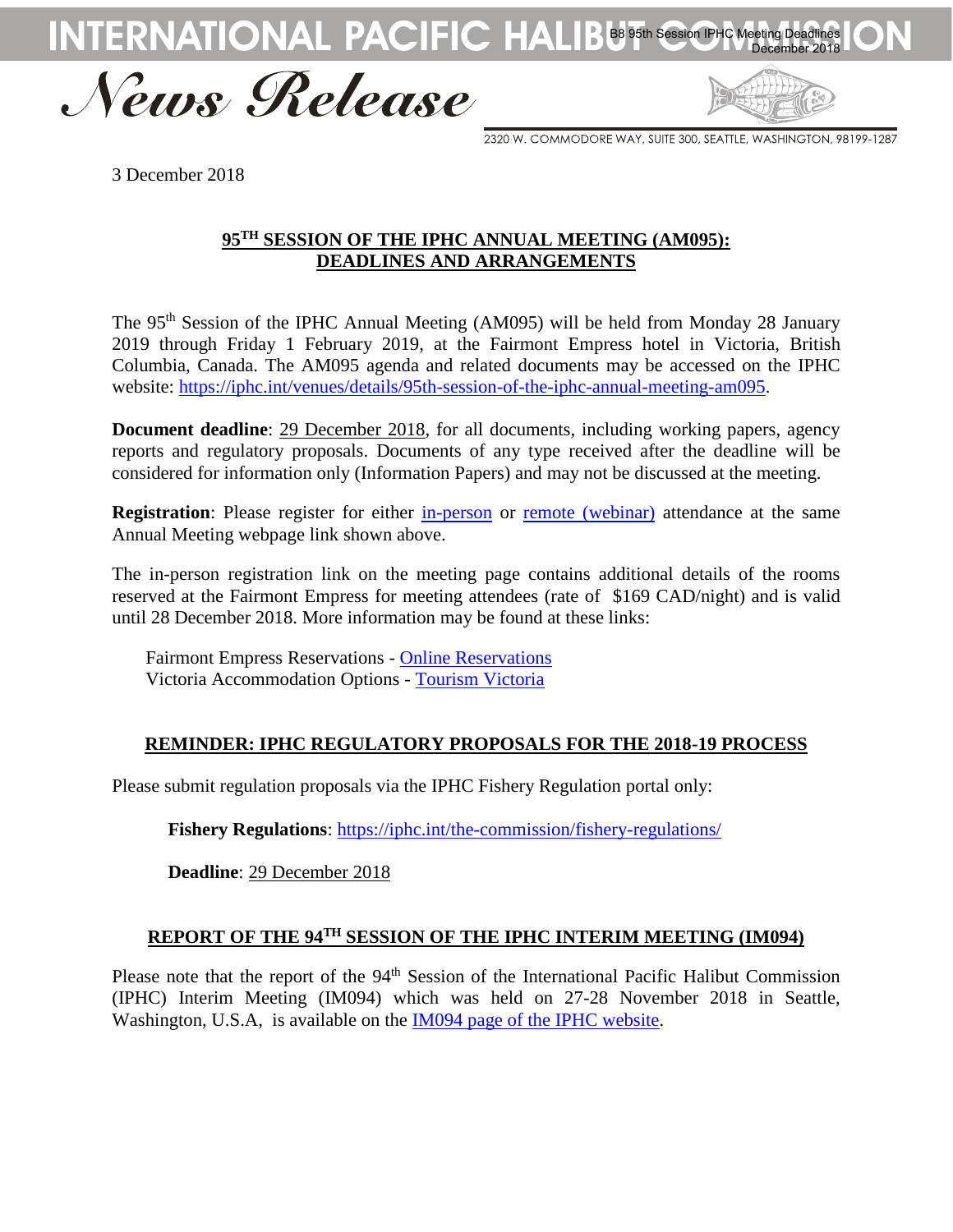# INTERNATIONAL PACIFIC HALIBUT COMMISSION

## News Release

2320 W. COMMODORE WAY, SUITE 300, SEATTLE, WASHINGTON, 98199-1287

3 December 2018

### 95TH SESSION OF THE IPHC ANNUAL MEETING (AM095): DEADLINES AND ARRANGEMENTS

The 95th Session of the IPHC Annual Meeting (AM095) will be held from Monday 28 January 2019 through Friday 1 February 2019, at the Fairmont Empress hotel in Victoria, British Columbia, Canada. The AM095 agenda and related documents may be accessed on the IPHC website: https://iphc.int/venues/details/95th-session-of-the-iphc-annual-meeting-am095.

**Document deadline**: 29 December 2018, for all documents, including working papers, agency reports and regulatory proposals. Documents of any type received after the deadline will be considered for information only (Information Papers) and may not be discussed at the meeting.

**Registration**: Please register for either in-person or remote (webinar) attendance at the same Annual Meeting webpage link shown above.

The in-person registration link on the meeting page contains additional details of the rooms reserved at the Fairmont Empress for meeting attendees (rate of $169 CAD/night) and is valid until 28 December 2018. More information may be found at these links:

Fairmont Empress Reservations - Online Reservations
Victoria Accommodation Options - Tourism Victoria

### REMINDER: IPHC REGULATORY PROPOSALS FOR THE 2018-19 PROCESS

Please submit regulation proposals via the IPHC Fishery Regulation portal only:

**Fishery Regulations**: https://iphc.int/the-commission/fishery-regulations/

**Deadline**: 29 December 2018

### REPORT OF THE 94TH SESSION OF THE IPHC INTERIM MEETING (IM094)

Please note that the report of the 94th Session of the International Pacific Halibut Commission (IPHC) Interim Meeting (IM094) which was held on 27-28 November 2018 in Seattle, Washington, U.S.A, is available on the IM094 page of the IPHC website.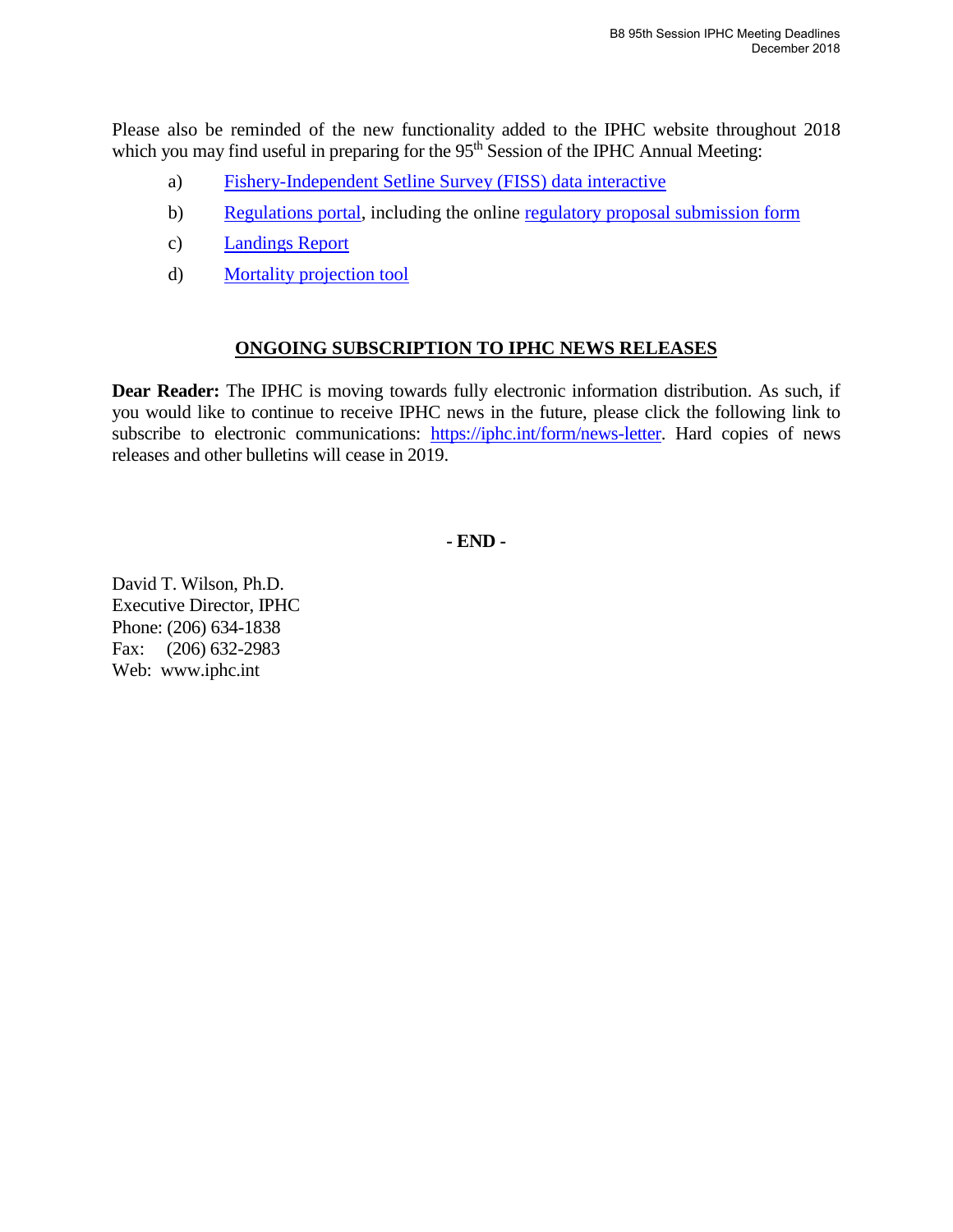Please also be reminded of the new functionality added to the IPHC website throughout 2018 which you may find useful in preparing for the 95th Session of the IPHC Annual Meeting:

a) Fishery-Independent Setline Survey (FISS) data interactive

b) Regulations portal, including the online regulatory proposal submission form

c) Landings Report

d) Mortality projection tool

## ONGOING SUBSCRIPTION TO IPHC NEWS RELEASES

**Dear Reader:** The IPHC is moving towards fully electronic information distribution. As such, if you would like to continue to receive IPHC news in the future, please click the following link to subscribe to electronic communications: https://iphc.int/form/news-letter. Hard copies of news releases and other bulletins will cease in 2019.

**- END -**

David T. Wilson, Ph.D.
Executive Director, IPHC
Phone: (206) 634-1838
Fax: (206) 632-2983
Web: www.iphc.int